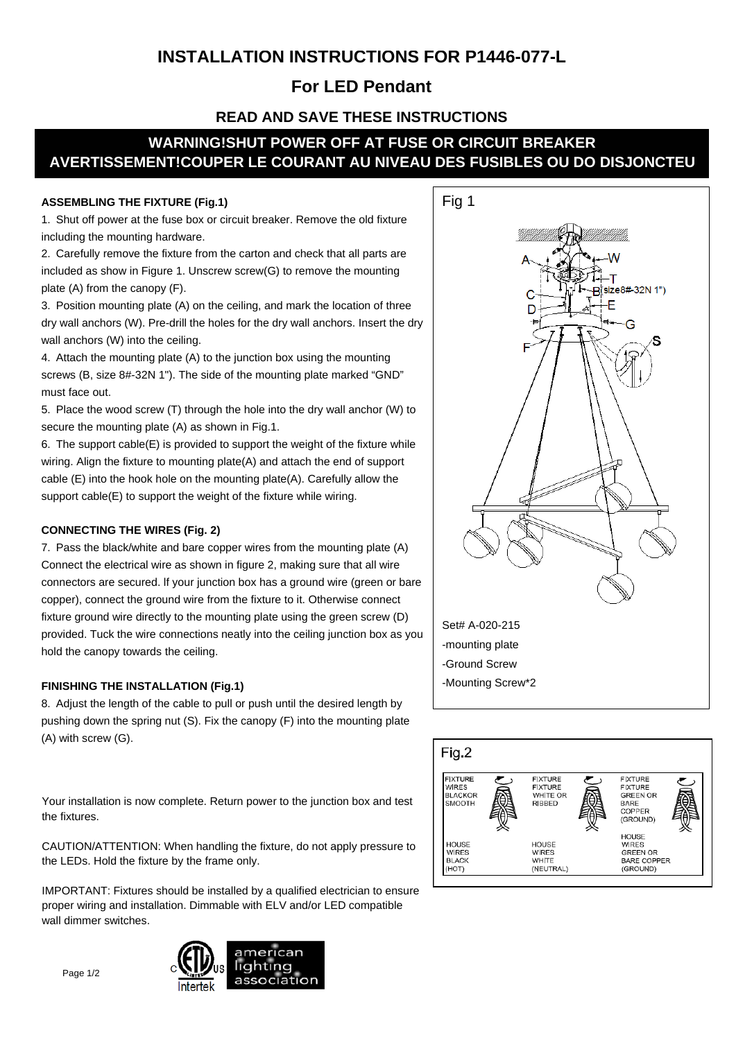# INSTALLATION INSTRUCTIONS FOR P1446-077-L

## For LED Pendant

### READ AND SAVE THESE INSTRUCTIONS

**WARNING!SHUT POWER OFF AT FUSE OR CIRCUIT BREAKER**
**AVERTISSEMENT!COUPER LE COURANT AU NIVEAU DES FUSIBLES OU DO DISJONCTEU**

**ASSEMBLING THE FIXTURE (Fig.1)**

1. Shut off power at the fuse box or circuit breaker. Remove the old fixture including the mounting hardware.
2. Carefully remove the fixture from the carton and check that all parts are included as show in Figure 1. Unscrew screw(G) to remove the mounting plate (A) from the canopy (F).
3. Position mounting plate (A) on the ceiling, and mark the location of three dry wall anchors (W). Pre-drill the holes for the dry wall anchors. Insert the dry wall anchors (W) into the ceiling.
4. Attach the mounting plate (A) to the junction box using the mounting screws (B, size 8#-32N 1"). The side of the mounting plate marked "GND" must face out.
5. Place the wood screw (T) through the hole into the dry wall anchor (W) to secure the mounting plate (A) as shown in Fig.1.
6. The support cable(E) is provided to support the weight of the fixture while wiring. Align the fixture to mounting plate(A) and attach the end of support cable (E) into the hook hole on the mounting plate(A). Carefully allow the support cable(E) to support the weight of the fixture while wiring.

**CONNECTING THE WIRES (Fig. 2)**

7. Pass the black/white and bare copper wires from the mounting plate (A) Connect the electrical wire as shown in figure 2, making sure that all wire connectors are secured. If your junction box has a ground wire (green or bare copper), connect the ground wire from the fixture to it. Otherwise connect fixture ground wire directly to the mounting plate using the green screw (D) provided. Tuck the wire connections neatly into the ceiling junction box as you hold the canopy towards the ceiling.

**FINISHING THE INSTALLATION (Fig.1)**

8. Adjust the length of the cable to pull or push until the desired length by pushing down the spring nut (S). Fix the canopy (F) into the mounting plate (A) with screw (G).

Your installation is now complete. Return power to the junction box and test the fixtures.

CAUTION/ATTENTION: When handling the fixture, do not apply pressure to the LEDs. Hold the fixture by the frame only.

IMPORTANT: Fixtures should be installed by a qualified electrician to ensure proper wiring and installation. Dimmable with ELV and/or LED compatible wall dimmer switches.

Fig 1

A, W, T, B (size8#-32N 1"), C, D, E, G, F, S

Set# A-020-215
-mounting plate
-Ground Screw
-Mounting Screw*2

Fig.2

| FIXTURE WIRES BLACKOR SMOOTH | FIXTURE FIXTURE WHITE OR RIBBED | FIXTURE FIXTURE GREEN OR BARE COPPER (GROUND) |
|---|---|---|
| HOUSE WIRES BLACK (HOT) | HOUSE WIRES WHITE (NEUTRAL) | HOUSE WIRES GREEN OR BARE COPPER (GROUND) |

american lighting association
Intertek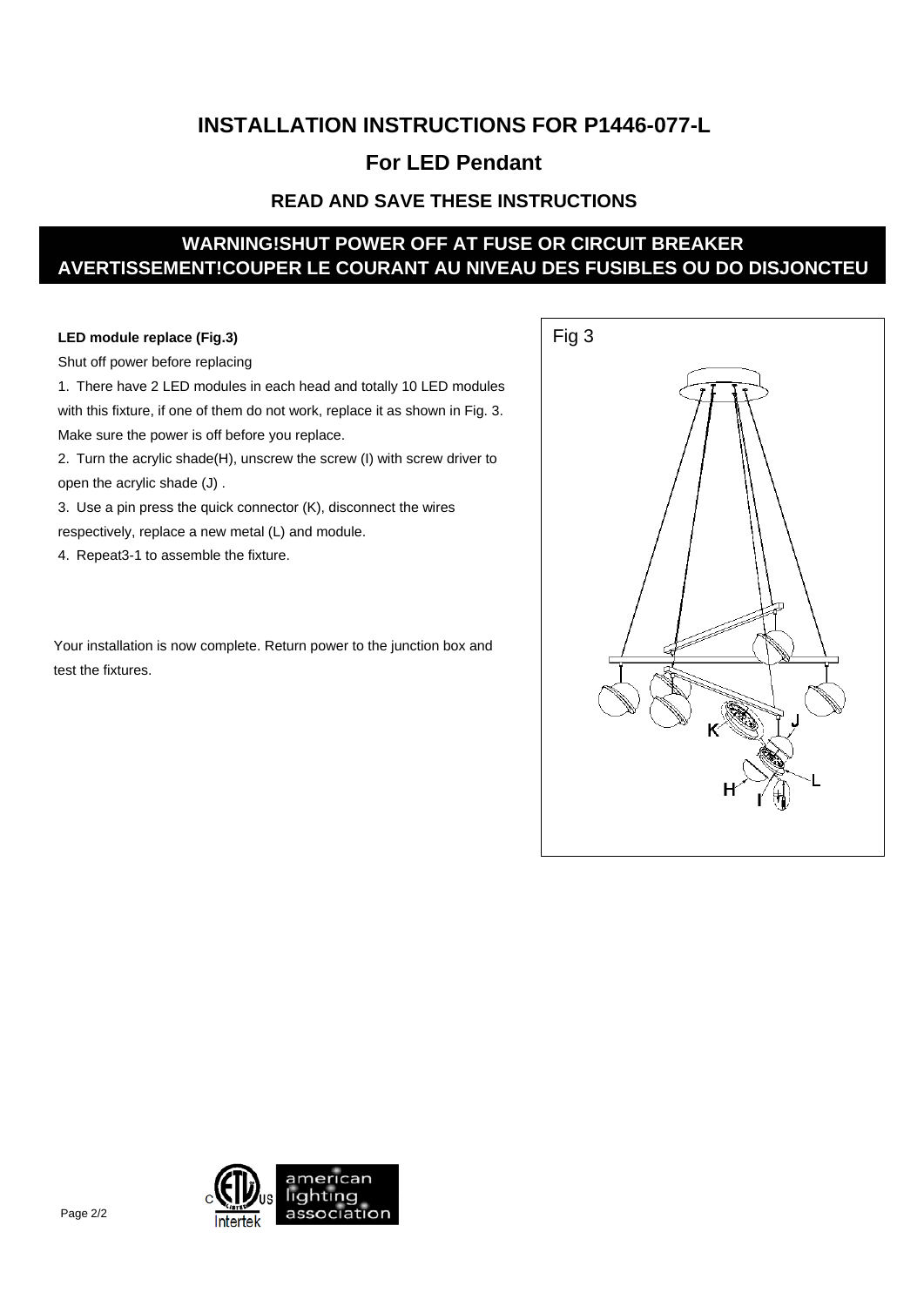# INSTALLATION INSTRUCTIONS FOR P1446-077-L

## For LED Pendant

### READ AND SAVE THESE INSTRUCTIONS

**WARNING!SHUT POWER OFF AT FUSE OR CIRCUIT BREAKER**
**AVERTISSEMENT!COUPER LE COURANT AU NIVEAU DES FUSIBLES OU DO DISJONCTEU**

**LED module replace (Fig.3)**

Shut off power before replacing

1. There have 2 LED modules in each head and totally 10 LED modules with this fixture, if one of them do not work, replace it as shown in Fig. 3. Make sure the power is off before you replace.
2. Turn the acrylic shade(H), unscrew the screw (I) with screw driver to open the acrylic shade (J) .
3. Use a pin press the quick connector (K), disconnect the wires respectively, replace a new metal (L) and module.
4. Repeat3-1 to assemble the fixture.

Your installation is now complete. Return power to the junction box and test the fixtures.

Fig 3

K
J
L
H
I